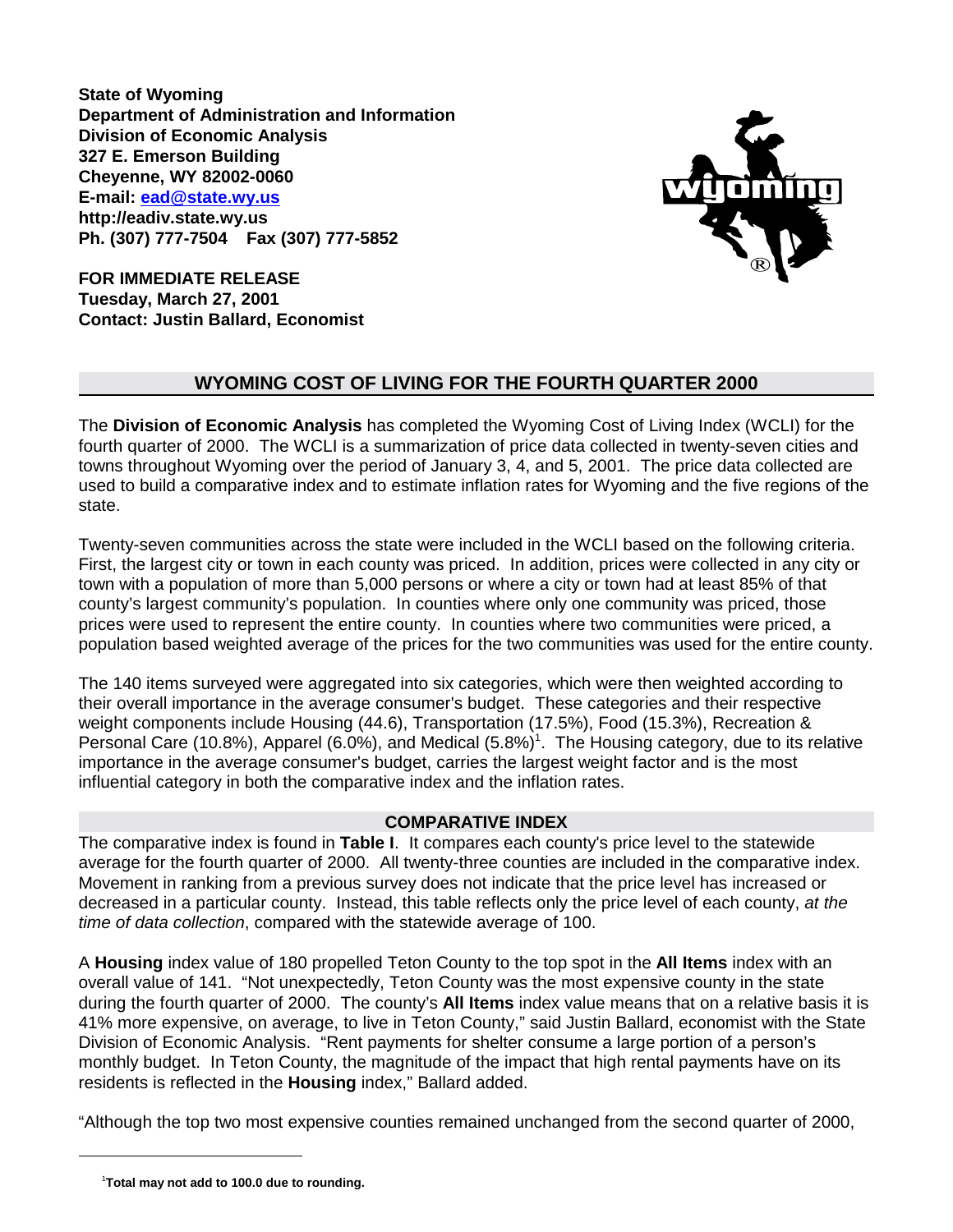**State of Wyoming**
**Department of Administration and Information**
**Division of Economic Analysis**
**327 E. Emerson Building**
**Cheyenne, WY 82002-0060**
**E-mail: ead@state.wy.us**
**http://eadiv.state.wy.us**
**Ph. (307) 777-7504 Fax (307) 777-5852**

**FOR IMMEDIATE RELEASE**
**Tuesday, March 27, 2001**
**Contact: Justin Ballard, Economist**

## WYOMING COST OF LIVING FOR THE FOURTH QUARTER 2000

The **Division of Economic Analysis** has completed the Wyoming Cost of Living Index (WCLI) for the fourth quarter of 2000. The WCLI is a summarization of price data collected in twenty-seven cities and towns throughout Wyoming over the period of January 3, 4, and 5, 2001. The price data collected are used to build a comparative index and to estimate inflation rates for Wyoming and the five regions of the state.

Twenty-seven communities across the state were included in the WCLI based on the following criteria. First, the largest city or town in each county was priced. In addition, prices were collected in any city or town with a population of more than 5,000 persons or where a city or town had at least 85% of that county's largest community's population. In counties where only one community was priced, those prices were used to represent the entire county. In counties where two communities were priced, a population based weighted average of the prices for the two communities was used for the entire county.

The 140 items surveyed were aggregated into six categories, which were then weighted according to their overall importance in the average consumer's budget. These categories and their respective weight components include Housing (44.6), Transportation (17.5%), Food (15.3%), Recreation & Personal Care (10.8%), Apparel (6.0%), and Medical (5.8%)[1]. The Housing category, due to its relative importance in the average consumer's budget, carries the largest weight factor and is the most influential category in both the comparative index and the inflation rates.

### COMPARATIVE INDEX

The comparative index is found in **Table I**. It compares each county's price level to the statewide average for the fourth quarter of 2000. All twenty-three counties are included in the comparative index. Movement in ranking from a previous survey does not indicate that the price level has increased or decreased in a particular county. Instead, this table reflects only the price level of each county, *at the time of data collection*, compared with the statewide average of 100.

A **Housing** index value of 180 propelled Teton County to the top spot in the **All Items** index with an overall value of 141. "Not unexpectedly, Teton County was the most expensive county in the state during the fourth quarter of 2000. The county's **All Items** index value means that on a relative basis it is 41% more expensive, on average, to live in Teton County," said Justin Ballard, economist with the State Division of Economic Analysis. "Rent payments for shelter consume a large portion of a person's monthly budget. In Teton County, the magnitude of the impact that high rental payments have on its residents is reflected in the **Housing** index," Ballard added.

"Although the top two most expensive counties remained unchanged from the second quarter of 2000,

---

[1] **Total may not add to 100.0 due to rounding.**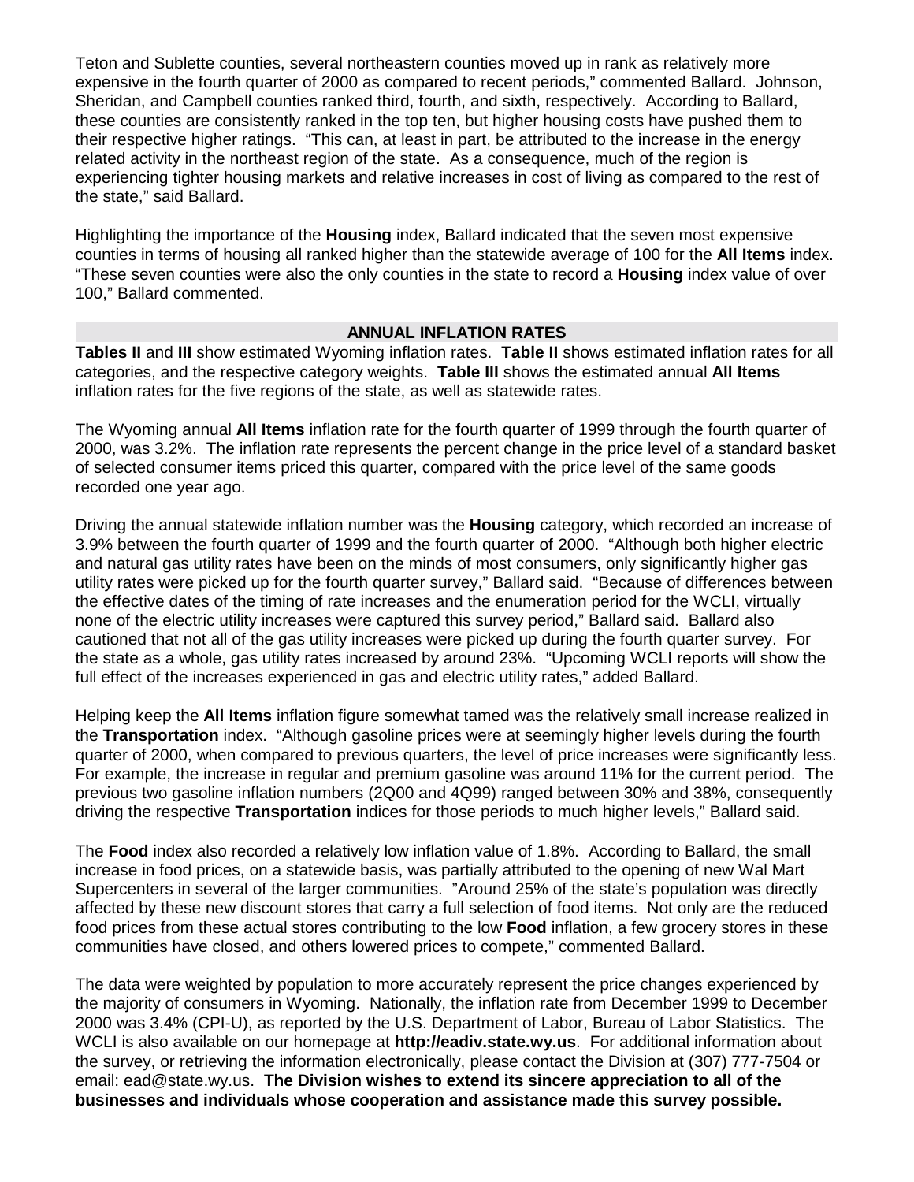Teton and Sublette counties, several northeastern counties moved up in rank as relatively more expensive in the fourth quarter of 2000 as compared to recent periods," commented Ballard. Johnson, Sheridan, and Campbell counties ranked third, fourth, and sixth, respectively. According to Ballard, these counties are consistently ranked in the top ten, but higher housing costs have pushed them to their respective higher ratings. "This can, at least in part, be attributed to the increase in the energy related activity in the northeast region of the state. As a consequence, much of the region is experiencing tighter housing markets and relative increases in cost of living as compared to the rest of the state," said Ballard.

Highlighting the importance of the **Housing** index, Ballard indicated that the seven most expensive counties in terms of housing all ranked higher than the statewide average of 100 for the **All Items** index. "These seven counties were also the only counties in the state to record a **Housing** index value of over 100," Ballard commented.

## ANNUAL INFLATION RATES

**Tables II** and **III** show estimated Wyoming inflation rates. **Table II** shows estimated inflation rates for all categories, and the respective category weights. **Table III** shows the estimated annual **All Items** inflation rates for the five regions of the state, as well as statewide rates.

The Wyoming annual **All Items** inflation rate for the fourth quarter of 1999 through the fourth quarter of 2000, was 3.2%. The inflation rate represents the percent change in the price level of a standard basket of selected consumer items priced this quarter, compared with the price level of the same goods recorded one year ago.

Driving the annual statewide inflation number was the **Housing** category, which recorded an increase of 3.9% between the fourth quarter of 1999 and the fourth quarter of 2000. "Although both higher electric and natural gas utility rates have been on the minds of most consumers, only significantly higher gas utility rates were picked up for the fourth quarter survey," Ballard said. "Because of differences between the effective dates of the timing of rate increases and the enumeration period for the WCLI, virtually none of the electric utility increases were captured this survey period," Ballard said. Ballard also cautioned that not all of the gas utility increases were picked up during the fourth quarter survey. For the state as a whole, gas utility rates increased by around 23%. "Upcoming WCLI reports will show the full effect of the increases experienced in gas and electric utility rates," added Ballard.

Helping keep the **All Items** inflation figure somewhat tamed was the relatively small increase realized in the **Transportation** index. "Although gasoline prices were at seemingly higher levels during the fourth quarter of 2000, when compared to previous quarters, the level of price increases were significantly less. For example, the increase in regular and premium gasoline was around 11% for the current period. The previous two gasoline inflation numbers (2Q00 and 4Q99) ranged between 30% and 38%, consequently driving the respective **Transportation** indices for those periods to much higher levels," Ballard said.

The **Food** index also recorded a relatively low inflation value of 1.8%. According to Ballard, the small increase in food prices, on a statewide basis, was partially attributed to the opening of new Wal Mart Supercenters in several of the larger communities. "Around 25% of the state's population was directly affected by these new discount stores that carry a full selection of food items. Not only are the reduced food prices from these actual stores contributing to the low **Food** inflation, a few grocery stores in these communities have closed, and others lowered prices to compete," commented Ballard.

The data were weighted by population to more accurately represent the price changes experienced by the majority of consumers in Wyoming. Nationally, the inflation rate from December 1999 to December 2000 was 3.4% (CPI-U), as reported by the U.S. Department of Labor, Bureau of Labor Statistics. The WCLI is also available on our homepage at **http://eadiv.state.wy.us**. For additional information about the survey, or retrieving the information electronically, please contact the Division at (307) 777-7504 or email: ead@state.wy.us. **The Division wishes to extend its sincere appreciation to all of the businesses and individuals whose cooperation and assistance made this survey possible.**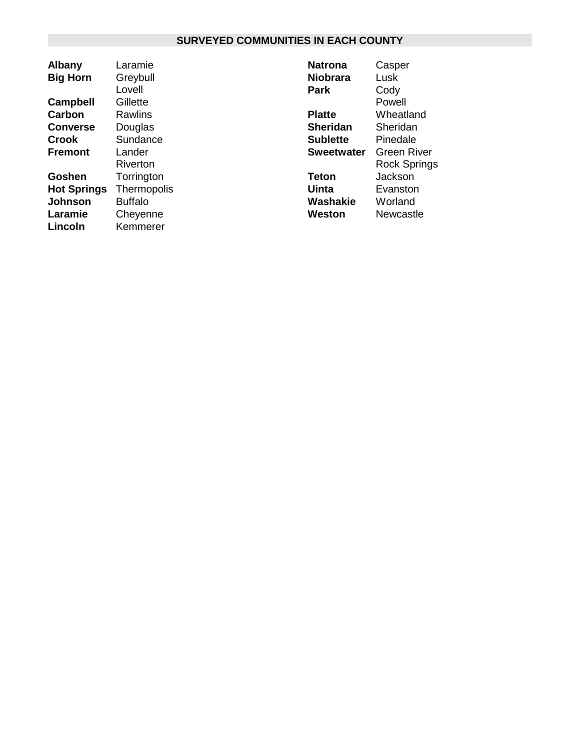## SURVEYED COMMUNITIES IN EACH COUNTY

| County | Community |
| --- | --- |
| **Albany** | Laramie |
| **Big Horn** | Greybull |
| | Lovell |
| **Campbell** | Gillette |
| **Carbon** | Rawlins |
| **Converse** | Douglas |
| **Crook** | Sundance |
| **Fremont** | Lander |
| | Riverton |
| **Goshen** | Torrington |
| **Hot Springs** | Thermopolis |
| **Johnson** | Buffalo |
| **Laramie** | Cheyenne |
| **Lincoln** | Kemmerer |
| **Natrona** | Casper |
| **Niobrara** | Lusk |
| **Park** | Cody |
| | Powell |
| **Platte** | Wheatland |
| **Sheridan** | Sheridan |
| **Sublette** | Pinedale |
| **Sweetwater** | Green River |
| | Rock Springs |
| **Teton** | Jackson |
| **Uinta** | Evanston |
| **Washakie** | Worland |
| **Weston** | Newcastle |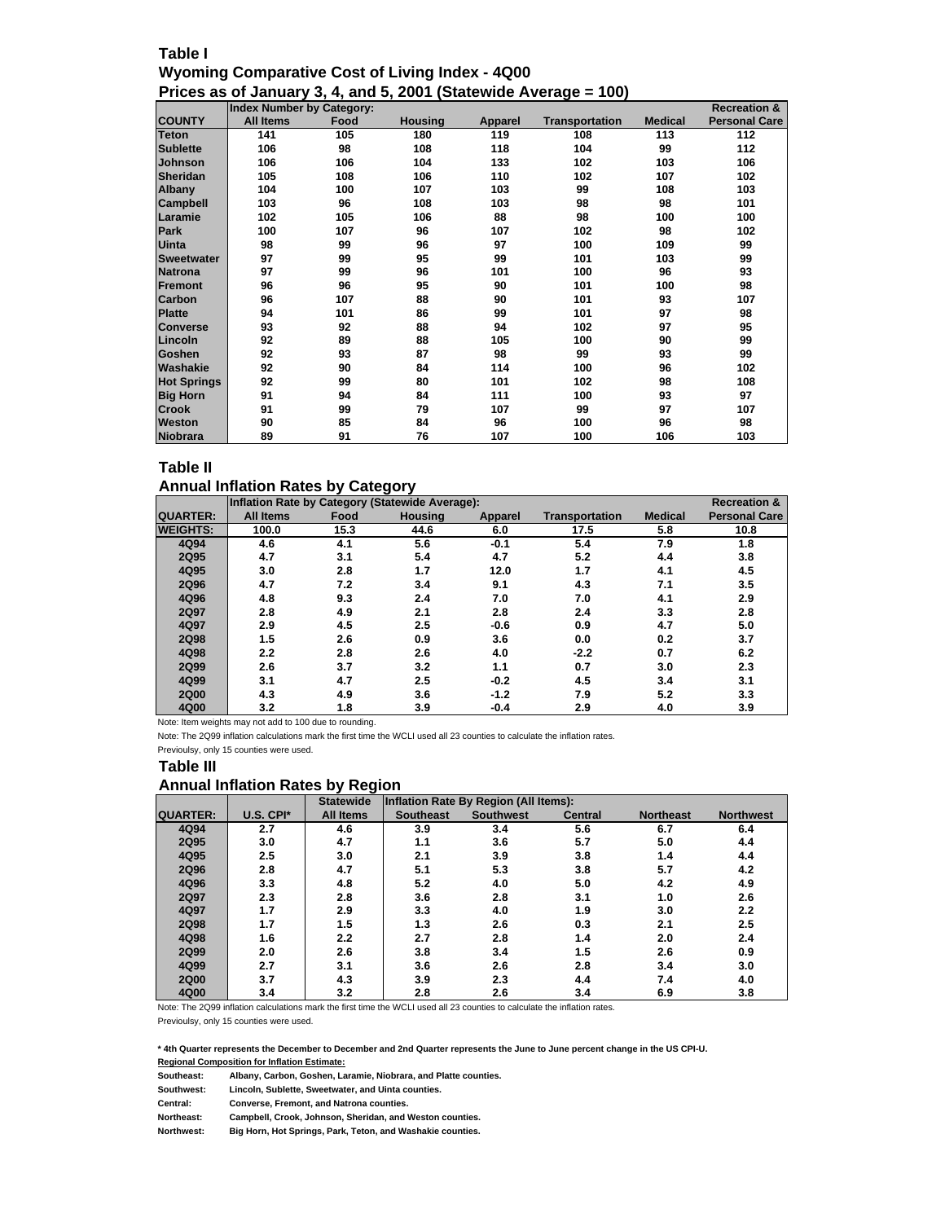## Table I

### Wyoming Comparative Cost of Living Index - 4Q00

### Prices as of January 3, 4, and 5, 2001 (Statewide Average = 100)

| | Index Number by Category: | | | | | | Recreation & |
|---|---|---|---|---|---|---|---|
| COUNTY | All Items | Food | Housing | Apparel | Transportation | Medical | Personal Care |
| Teton | 141 | 105 | 180 | 119 | 108 | 113 | 112 |
| Sublette | 106 | 98 | 108 | 118 | 104 | 99 | 112 |
| Johnson | 106 | 106 | 104 | 133 | 102 | 103 | 106 |
| Sheridan | 105 | 108 | 106 | 110 | 102 | 107 | 102 |
| Albany | 104 | 100 | 107 | 103 | 99 | 108 | 103 |
| Campbell | 103 | 96 | 108 | 103 | 98 | 98 | 101 |
| Laramie | 102 | 105 | 106 | 88 | 98 | 100 | 100 |
| Park | 100 | 107 | 96 | 107 | 102 | 98 | 102 |
| Uinta | 98 | 99 | 96 | 97 | 100 | 109 | 99 |
| Sweetwater | 97 | 99 | 95 | 99 | 101 | 103 | 99 |
| Natrona | 97 | 99 | 96 | 101 | 100 | 96 | 93 |
| Fremont | 96 | 96 | 95 | 90 | 101 | 100 | 98 |
| Carbon | 96 | 107 | 88 | 90 | 101 | 93 | 107 |
| Platte | 94 | 101 | 86 | 99 | 101 | 97 | 98 |
| Converse | 93 | 92 | 88 | 94 | 102 | 97 | 95 |
| Lincoln | 92 | 89 | 88 | 105 | 100 | 90 | 99 |
| Goshen | 92 | 93 | 87 | 98 | 99 | 93 | 99 |
| Washakie | 92 | 90 | 84 | 114 | 100 | 96 | 102 |
| Hot Springs | 92 | 99 | 80 | 101 | 102 | 98 | 108 |
| Big Horn | 91 | 94 | 84 | 111 | 100 | 93 | 97 |
| Crook | 91 | 99 | 79 | 107 | 99 | 97 | 107 |
| Weston | 90 | 85 | 84 | 96 | 100 | 96 | 98 |
| Niobrara | 89 | 91 | 76 | 107 | 100 | 106 | 103 |

## Table II

### Annual Inflation Rates by Category

| | Inflation Rate by Category (Statewide Average): | | | | | | Recreation & |
|---|---|---|---|---|---|---|---|
| QUARTER: | All Items | Food | Housing | Apparel | Transportation | Medical | Personal Care |
| WEIGHTS: | 100.0 | 15.3 | 44.6 | 6.0 | 17.5 | 5.8 | 10.8 |
| 4Q94 | 4.6 | 4.1 | 5.6 | -0.1 | 5.4 | 7.9 | 1.8 |
| 2Q95 | 4.7 | 3.1 | 5.4 | 4.7 | 5.2 | 4.4 | 3.8 |
| 4Q95 | 3.0 | 2.8 | 1.7 | 12.0 | 1.7 | 4.1 | 4.5 |
| 2Q96 | 4.7 | 7.2 | 3.4 | 9.1 | 4.3 | 7.1 | 3.5 |
| 4Q96 | 4.8 | 9.3 | 2.4 | 7.0 | 7.0 | 4.1 | 2.9 |
| 2Q97 | 2.8 | 4.9 | 2.1 | 2.8 | 2.4 | 3.3 | 2.8 |
| 4Q97 | 2.9 | 4.5 | 2.5 | -0.6 | 0.9 | 4.7 | 5.0 |
| 2Q98 | 1.5 | 2.6 | 0.9 | 3.6 | 0.0 | 0.2 | 3.7 |
| 4Q98 | 2.2 | 2.8 | 2.6 | 4.0 | -2.2 | 0.7 | 6.2 |
| 2Q99 | 2.6 | 3.7 | 3.2 | 1.1 | 0.7 | 3.0 | 2.3 |
| 4Q99 | 3.1 | 4.7 | 2.5 | -0.2 | 4.5 | 3.4 | 3.1 |
| 2Q00 | 4.3 | 4.9 | 3.6 | -1.2 | 7.9 | 5.2 | 3.3 |
| 4Q00 | 3.2 | 1.8 | 3.9 | -0.4 | 2.9 | 4.0 | 3.9 |

Note: Item weights may not add to 100 due to rounding.

Note: The 2Q99 inflation calculations mark the first time the WCLI used all 23 counties to calculate the inflation rates.

Previoulsy, only 15 counties were used.

## Table III

### Annual Inflation Rates by Region

| | | Statewide | Inflation Rate By Region (All Items): | | | | |
|---|---|---|---|---|---|---|---|
| QUARTER: | U.S. CPI* | All Items | Southeast | Southwest | Central | Northeast | Northwest |
| 4Q94 | 2.7 | 4.6 | 3.9 | 3.4 | 5.6 | 6.7 | 6.4 |
| 2Q95 | 3.0 | 4.7 | 1.1 | 3.6 | 5.7 | 5.0 | 4.4 |
| 4Q95 | 2.5 | 3.0 | 2.1 | 3.9 | 3.8 | 1.4 | 4.4 |
| 2Q96 | 2.8 | 4.7 | 5.1 | 5.3 | 3.8 | 5.7 | 4.2 |
| 4Q96 | 3.3 | 4.8 | 5.2 | 4.0 | 5.0 | 4.2 | 4.9 |
| 2Q97 | 2.3 | 2.8 | 3.6 | 2.8 | 3.1 | 1.0 | 2.6 |
| 4Q97 | 1.7 | 2.9 | 3.3 | 4.0 | 1.9 | 3.0 | 2.2 |
| 2Q98 | 1.7 | 1.5 | 1.3 | 2.6 | 0.3 | 2.1 | 2.5 |
| 4Q98 | 1.6 | 2.2 | 2.7 | 2.8 | 1.4 | 2.0 | 2.4 |
| 2Q99 | 2.0 | 2.6 | 3.8 | 3.4 | 1.5 | 2.6 | 0.9 |
| 4Q99 | 2.7 | 3.1 | 3.6 | 2.6 | 2.8 | 3.4 | 3.0 |
| 2Q00 | 3.7 | 4.3 | 3.9 | 2.3 | 4.4 | 7.4 | 4.0 |
| 4Q00 | 3.4 | 3.2 | 2.8 | 2.6 | 3.4 | 6.9 | 3.8 |

Note: The 2Q99 inflation calculations mark the first time the WCLI used all 23 counties to calculate the inflation rates.

Previoulsy, only 15 counties were used.

**\* 4th Quarter represents the December to December and 2nd Quarter represents the June to June percent change in the US CPI-U.**

**Regional Composition for Inflation Estimate:**

**Southeast:** Albany, Carbon, Goshen, Laramie, Niobrara, and Platte counties.

**Southwest:** Lincoln, Sublette, Sweetwater, and Uinta counties.

**Central:** Converse, Fremont, and Natrona counties.

**Northeast:** Campbell, Crook, Johnson, Sheridan, and Weston counties.

**Northwest:** Big Horn, Hot Springs, Park, Teton, and Washakie counties.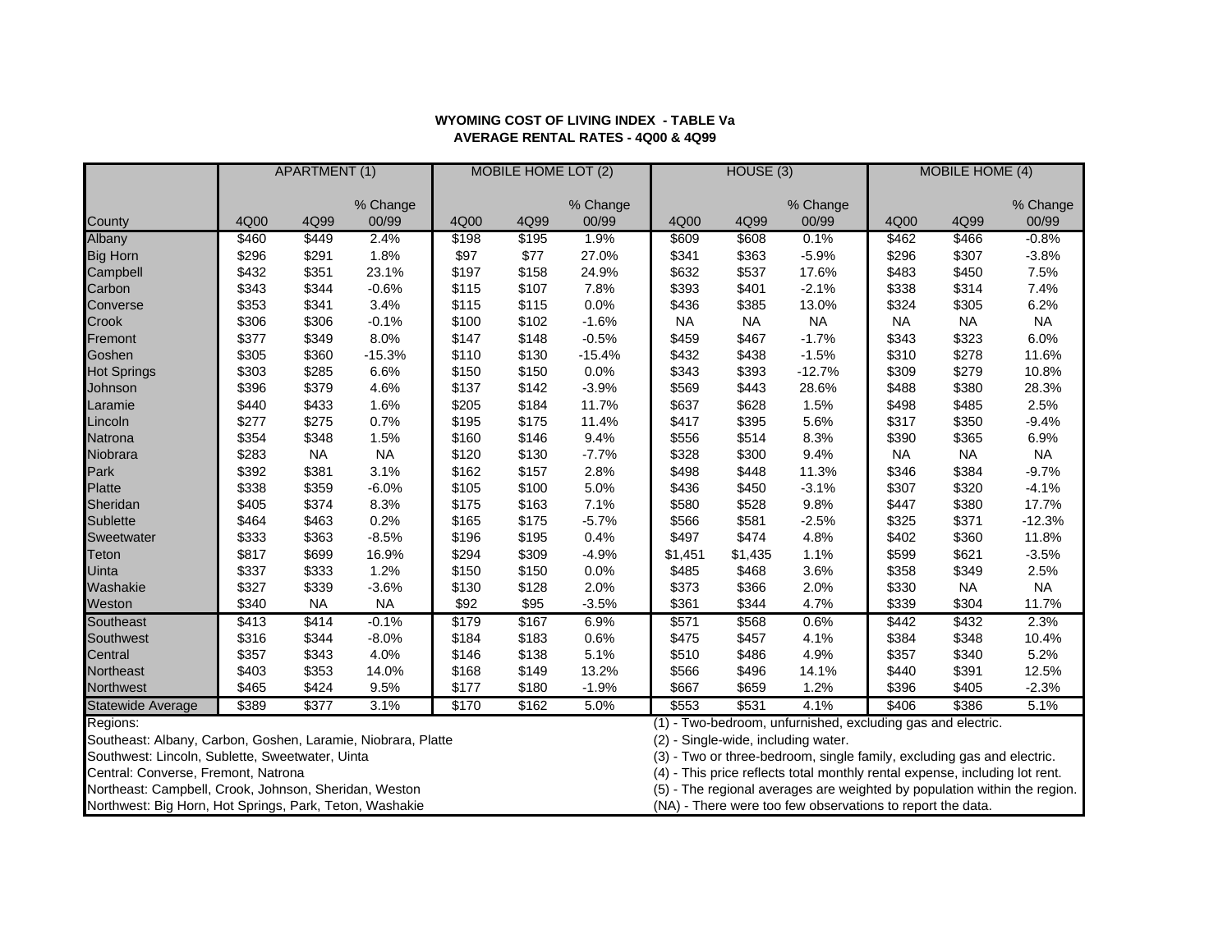**WYOMING COST OF LIVING INDEX - TABLE Va**
**AVERAGE RENTAL RATES - 4Q00 & 4Q99**

| | APARTMENT (1) | | | MOBILE HOME LOT (2) | | | HOUSE (3) | | | MOBILE HOME (4) | | |
|---|---|---|---|---|---|---|---|---|---|---|---|---|
| County | 4Q00 | 4Q99 | % Change 00/99 | 4Q00 | 4Q99 | % Change 00/99 | 4Q00 | 4Q99 | % Change 00/99 | 4Q00 | 4Q99 | % Change 00/99 |
| Albany | $460 | $449 | 2.4% | $198 | $195 | 1.9% | $609 | $608 | 0.1% | $462 | $466 | -0.8% |
| Big Horn | $296 | $291 | 1.8% | $97 | $77 | 27.0% | $341 | $363 | -5.9% | $296 | $307 | -3.8% |
| Campbell | $432 | $351 | 23.1% | $197 | $158 | 24.9% | $632 | $537 | 17.6% | $483 | $450 | 7.5% |
| Carbon | $343 | $344 | -0.6% | $115 | $107 | 7.8% | $393 | $401 | -2.1% | $338 | $314 | 7.4% |
| Converse | $353 | $341 | 3.4% | $115 | $115 | 0.0% | $436 | $385 | 13.0% | $324 | $305 | 6.2% |
| Crook | $306 | $306 | -0.1% | $100 | $102 | -1.6% | NA | NA | NA | NA | NA | NA |
| Fremont | $377 | $349 | 8.0% | $147 | $148 | -0.5% | $459 | $467 | -1.7% | $343 | $323 | 6.0% |
| Goshen | $305 | $360 | -15.3% | $110 | $130 | -15.4% | $432 | $438 | -1.5% | $310 | $278 | 11.6% |
| Hot Springs | $303 | $285 | 6.6% | $150 | $150 | 0.0% | $343 | $393 | -12.7% | $309 | $279 | 10.8% |
| Johnson | $396 | $379 | 4.6% | $137 | $142 | -3.9% | $569 | $443 | 28.6% | $488 | $380 | 28.3% |
| Laramie | $440 | $433 | 1.6% | $205 | $184 | 11.7% | $637 | $628 | 1.5% | $498 | $485 | 2.5% |
| Lincoln | $277 | $275 | 0.7% | $195 | $175 | 11.4% | $417 | $395 | 5.6% | $317 | $350 | -9.4% |
| Natrona | $354 | $348 | 1.5% | $160 | $146 | 9.4% | $556 | $514 | 8.3% | $390 | $365 | 6.9% |
| Niobrara | $283 | NA | NA | $120 | $130 | -7.7% | $328 | $300 | 9.4% | NA | NA | NA |
| Park | $392 | $381 | 3.1% | $162 | $157 | 2.8% | $498 | $448 | 11.3% | $346 | $384 | -9.7% |
| Platte | $338 | $359 | -6.0% | $105 | $100 | 5.0% | $436 | $450 | -3.1% | $307 | $320 | -4.1% |
| Sheridan | $405 | $374 | 8.3% | $175 | $163 | 7.1% | $580 | $528 | 9.8% | $447 | $380 | 17.7% |
| Sublette | $464 | $463 | 0.2% | $165 | $175 | -5.7% | $566 | $581 | -2.5% | $325 | $371 | -12.3% |
| Sweetwater | $333 | $363 | -8.5% | $196 | $195 | 0.4% | $497 | $474 | 4.8% | $402 | $360 | 11.8% |
| Teton | $817 | $699 | 16.9% | $294 | $309 | -4.9% | $1,451 | $1,435 | 1.1% | $599 | $621 | -3.5% |
| Uinta | $337 | $333 | 1.2% | $150 | $150 | 0.0% | $485 | $468 | 3.6% | $358 | $349 | 2.5% |
| Washakie | $327 | $339 | -3.6% | $130 | $128 | 2.0% | $373 | $366 | 2.0% | $330 | NA | NA |
| Weston | $340 | NA | NA | $92 | $95 | -3.5% | $361 | $344 | 4.7% | $339 | $304 | 11.7% |
| Southeast | $413 | $414 | -0.1% | $179 | $167 | 6.9% | $571 | $568 | 0.6% | $442 | $432 | 2.3% |
| Southwest | $316 | $344 | -8.0% | $184 | $183 | 0.6% | $475 | $457 | 4.1% | $384 | $348 | 10.4% |
| Central | $357 | $343 | 4.0% | $146 | $138 | 5.1% | $510 | $486 | 4.9% | $357 | $340 | 5.2% |
| Northeast | $403 | $353 | 14.0% | $168 | $149 | 13.2% | $566 | $496 | 14.1% | $440 | $391 | 12.5% |
| Northwest | $465 | $424 | 9.5% | $177 | $180 | -1.9% | $667 | $659 | 1.2% | $396 | $405 | -2.3% |
| Statewide Average | $389 | $377 | 3.1% | $170 | $162 | 5.0% | $553 | $531 | 4.1% | $406 | $386 | 5.1% |

Regions:
Southeast: Albany, Carbon, Goshen, Laramie, Niobrara, Platte
Southwest: Lincoln, Sublette, Sweetwater, Uinta
Central: Converse, Fremont, Natrona
Northeast: Campbell, Crook, Johnson, Sheridan, Weston
Northwest: Big Horn, Hot Springs, Park, Teton, Washakie

(1) - Two-bedroom, unfurnished, excluding gas and electric.
(2) - Single-wide, including water.
(3) - Two or three-bedroom, single family, excluding gas and electric.
(4) - This price reflects total monthly rental expense, including lot rent.
(5) - The regional averages are weighted by population within the region.
(NA) - There were too few observations to report the data.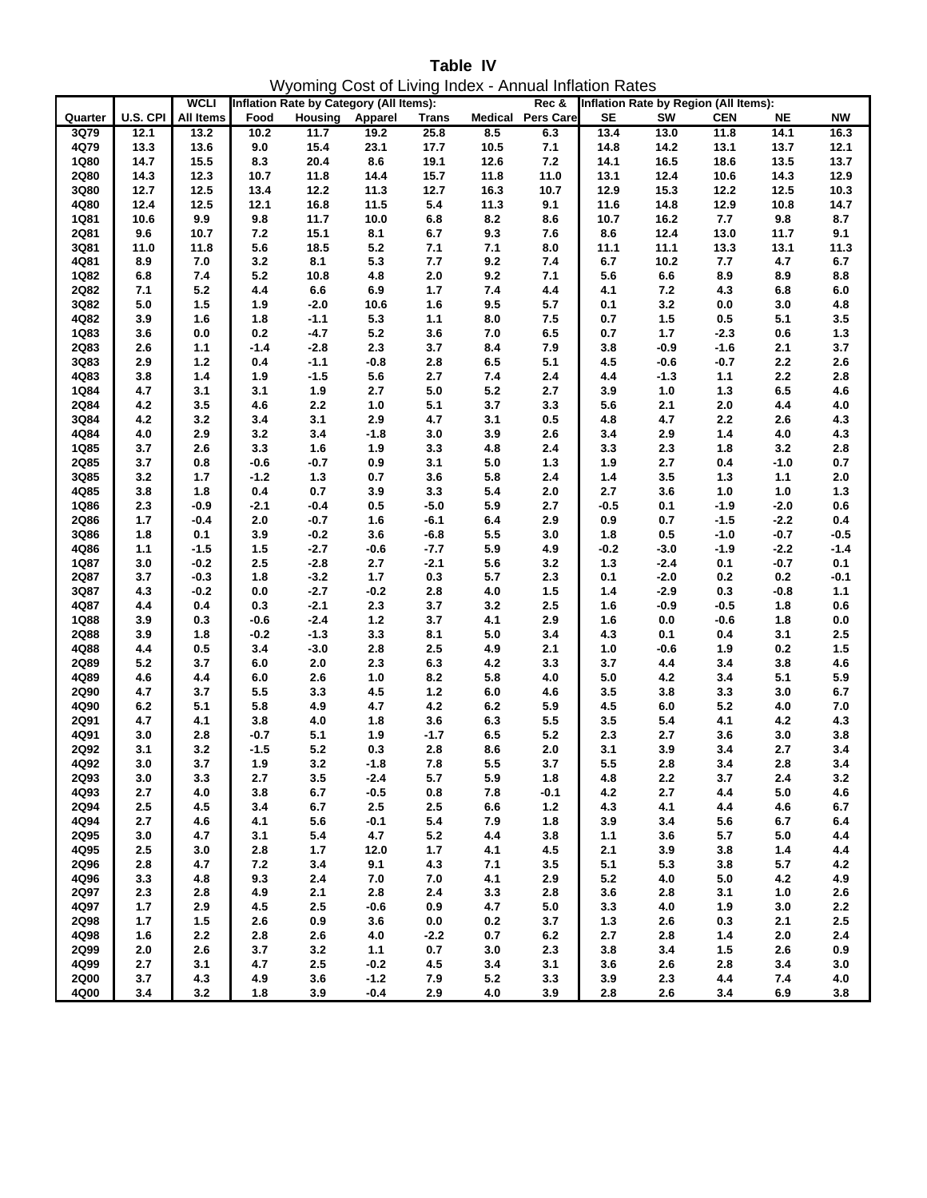# Table IV

## Wyoming Cost of Living Index - Annual Inflation Rates

| Quarter | U.S. CPI | WCLI All Items | Inflation Rate by Category (All Items): Food | Housing | Apparel | Trans | Medical | Rec & Pers Care | Inflation Rate by Region (All Items): SE | SW | CEN | NE | NW |
|---|---|---|---|---|---|---|---|---|---|---|---|---|---|
| 3Q79 | 12.1 | 13.2 | 10.2 | 11.7 | 19.2 | 25.8 | 8.5 | 6.3 | 13.4 | 13.0 | 11.8 | 14.1 | 16.3 |
| 4Q79 | 13.3 | 13.6 | 9.0 | 15.4 | 23.1 | 17.7 | 10.5 | 7.1 | 14.8 | 14.2 | 13.1 | 13.7 | 12.1 |
| 1Q80 | 14.7 | 15.5 | 8.3 | 20.4 | 8.6 | 19.1 | 12.6 | 7.2 | 14.1 | 16.5 | 18.6 | 13.5 | 13.7 |
| 2Q80 | 14.3 | 12.3 | 10.7 | 11.8 | 14.4 | 15.7 | 11.8 | 11.0 | 13.1 | 12.4 | 10.6 | 14.3 | 12.9 |
| 3Q80 | 12.7 | 12.5 | 13.4 | 12.2 | 11.3 | 12.7 | 16.3 | 10.7 | 12.9 | 15.3 | 12.2 | 12.5 | 10.3 |
| 4Q80 | 12.4 | 12.5 | 12.1 | 16.8 | 11.5 | 5.4 | 11.3 | 9.1 | 11.6 | 14.8 | 12.9 | 10.8 | 14.7 |
| 1Q81 | 10.6 | 9.9 | 9.8 | 11.7 | 10.0 | 6.8 | 8.2 | 8.6 | 10.7 | 16.2 | 7.7 | 9.8 | 8.7 |
| 2Q81 | 9.6 | 10.7 | 7.2 | 15.1 | 8.1 | 6.7 | 9.3 | 7.6 | 8.6 | 12.4 | 13.0 | 11.7 | 9.1 |
| 3Q81 | 11.0 | 11.8 | 5.6 | 18.5 | 5.2 | 7.1 | 7.1 | 8.0 | 11.1 | 11.1 | 13.3 | 13.1 | 11.3 |
| 4Q81 | 8.9 | 7.0 | 3.2 | 8.1 | 5.3 | 7.7 | 9.2 | 7.4 | 6.7 | 10.2 | 7.7 | 4.7 | 6.7 |
| 1Q82 | 6.8 | 7.4 | 5.2 | 10.8 | 4.8 | 2.0 | 9.2 | 7.1 | 5.6 | 6.6 | 8.9 | 8.9 | 8.8 |
| 2Q82 | 7.1 | 5.2 | 4.4 | 6.6 | 6.9 | 1.7 | 7.4 | 4.4 | 4.1 | 7.2 | 4.3 | 6.8 | 6.0 |
| 3Q82 | 5.0 | 1.5 | 1.9 | -2.0 | 10.6 | 1.6 | 9.5 | 5.7 | 0.1 | 3.2 | 0.0 | 3.0 | 4.8 |
| 4Q82 | 3.9 | 1.6 | 1.8 | -1.1 | 5.3 | 1.1 | 8.0 | 7.5 | 0.7 | 1.5 | 0.5 | 5.1 | 3.5 |
| 1Q83 | 3.6 | 0.0 | 0.2 | -4.7 | 5.2 | 3.6 | 7.0 | 6.5 | 0.7 | 1.7 | -2.3 | 0.6 | 1.3 |
| 2Q83 | 2.6 | 1.1 | -1.4 | -2.8 | 2.3 | 3.7 | 8.4 | 7.9 | 3.8 | -0.9 | -1.6 | 2.1 | 3.7 |
| 3Q83 | 2.9 | 1.2 | 0.4 | -1.1 | -0.8 | 2.8 | 6.5 | 5.1 | 4.5 | -0.6 | -0.7 | 2.2 | 2.6 |
| 4Q83 | 3.8 | 1.4 | 1.9 | -1.5 | 5.6 | 2.7 | 7.4 | 2.4 | 4.4 | -1.3 | 1.1 | 2.2 | 2.8 |
| 1Q84 | 4.7 | 3.1 | 3.1 | 1.9 | 2.7 | 5.0 | 5.2 | 2.7 | 3.9 | 1.0 | 1.3 | 6.5 | 4.6 |
| 2Q84 | 4.2 | 3.5 | 4.6 | 2.2 | 1.0 | 5.1 | 3.7 | 3.3 | 5.6 | 2.1 | 2.0 | 4.4 | 4.0 |
| 3Q84 | 4.2 | 3.2 | 3.4 | 3.1 | 2.9 | 4.7 | 3.1 | 0.5 | 4.8 | 4.7 | 2.2 | 2.6 | 4.3 |
| 4Q84 | 4.0 | 2.9 | 3.2 | 3.4 | -1.8 | 3.0 | 3.9 | 2.6 | 3.4 | 2.9 | 1.4 | 4.0 | 4.3 |
| 1Q85 | 3.7 | 2.6 | 3.3 | 1.6 | 1.9 | 3.3 | 4.8 | 2.4 | 3.3 | 2.3 | 1.8 | 3.2 | 2.8 |
| 2Q85 | 3.7 | 0.8 | -0.6 | -0.7 | 0.9 | 3.1 | 5.0 | 1.3 | 1.9 | 2.7 | 0.4 | -1.0 | 0.7 |
| 3Q85 | 3.2 | 1.7 | -1.2 | 1.3 | 0.7 | 3.6 | 5.8 | 2.4 | 1.4 | 3.5 | 1.3 | 1.1 | 2.0 |
| 4Q85 | 3.8 | 1.8 | 0.4 | 0.7 | 3.9 | 3.3 | 5.4 | 2.0 | 2.7 | 3.6 | 1.0 | 1.0 | 1.3 |
| 1Q86 | 2.3 | -0.9 | -2.1 | -0.4 | 0.5 | -5.0 | 5.9 | 2.7 | -0.5 | 0.1 | -1.9 | -2.0 | 0.6 |
| 2Q86 | 1.7 | -0.4 | 2.0 | -0.7 | 1.6 | -6.1 | 6.4 | 2.9 | 0.9 | 0.7 | -1.5 | -2.2 | 0.4 |
| 3Q86 | 1.8 | 0.1 | 3.9 | -0.2 | 3.6 | -6.8 | 5.5 | 3.0 | 1.8 | 0.5 | -1.0 | -0.7 | -0.5 |
| 4Q86 | 1.1 | -1.5 | 1.5 | -2.7 | -0.6 | -7.7 | 5.9 | 4.9 | -0.2 | -3.0 | -1.9 | -2.2 | -1.4 |
| 1Q87 | 3.0 | -0.2 | 2.5 | -2.8 | 2.7 | -2.1 | 5.6 | 3.2 | 1.3 | -2.4 | 0.1 | -0.7 | 0.1 |
| 2Q87 | 3.7 | -0.3 | 1.8 | -3.2 | 1.7 | 0.3 | 5.7 | 2.3 | 0.1 | -2.0 | 0.2 | 0.2 | -0.1 |
| 3Q87 | 4.3 | -0.2 | 0.0 | -2.7 | -0.2 | 2.8 | 4.0 | 1.5 | 1.4 | -2.9 | 0.3 | -0.8 | 1.1 |
| 4Q87 | 4.4 | 0.4 | 0.3 | -2.1 | 2.3 | 3.7 | 3.2 | 2.5 | 1.6 | -0.9 | -0.5 | 1.8 | 0.6 |
| 1Q88 | 3.9 | 0.3 | -0.6 | -2.4 | 1.2 | 3.7 | 4.1 | 2.9 | 1.6 | 0.0 | -0.6 | 1.8 | 0.0 |
| 2Q88 | 3.9 | 1.8 | -0.2 | -1.3 | 3.3 | 8.1 | 5.0 | 3.4 | 4.3 | 0.1 | 0.4 | 3.1 | 2.5 |
| 4Q88 | 4.4 | 0.5 | 3.4 | -3.0 | 2.8 | 2.5 | 4.9 | 2.1 | 1.0 | -0.6 | 1.9 | 0.2 | 1.5 |
| 2Q89 | 5.2 | 3.7 | 6.0 | 2.0 | 2.3 | 6.3 | 4.2 | 3.3 | 3.7 | 4.4 | 3.4 | 3.8 | 4.6 |
| 4Q89 | 4.6 | 4.4 | 6.0 | 2.6 | 1.0 | 8.2 | 5.8 | 4.0 | 5.0 | 4.2 | 3.4 | 5.1 | 5.9 |
| 2Q90 | 4.7 | 3.7 | 5.5 | 3.3 | 4.5 | 1.2 | 6.0 | 4.6 | 3.5 | 3.8 | 3.3 | 3.0 | 6.7 |
| 4Q90 | 6.2 | 5.1 | 5.8 | 4.9 | 4.7 | 4.2 | 6.2 | 5.9 | 4.5 | 6.0 | 5.2 | 4.0 | 7.0 |
| 2Q91 | 4.7 | 4.1 | 3.8 | 4.0 | 1.8 | 3.6 | 6.3 | 5.5 | 3.5 | 5.4 | 4.1 | 4.2 | 4.3 |
| 4Q91 | 3.0 | 2.8 | -0.7 | 5.1 | 1.9 | -1.7 | 6.5 | 5.2 | 2.3 | 2.7 | 3.6 | 3.0 | 3.8 |
| 2Q92 | 3.1 | 3.2 | -1.5 | 5.2 | 0.3 | 2.8 | 8.6 | 2.0 | 3.1 | 3.9 | 3.4 | 2.7 | 3.4 |
| 4Q92 | 3.0 | 3.7 | 1.9 | 3.2 | -1.8 | 7.8 | 5.5 | 3.7 | 5.5 | 2.8 | 3.4 | 2.8 | 3.4 |
| 2Q93 | 3.0 | 3.3 | 2.7 | 3.5 | -2.4 | 5.7 | 5.9 | 1.8 | 4.8 | 2.2 | 3.7 | 2.4 | 3.2 |
| 4Q93 | 2.7 | 4.0 | 3.8 | 6.7 | -0.5 | 0.8 | 7.8 | -0.1 | 4.2 | 2.7 | 4.4 | 5.0 | 4.6 |
| 2Q94 | 2.5 | 4.5 | 3.4 | 6.7 | 2.5 | 2.5 | 6.6 | 1.2 | 4.3 | 4.1 | 4.4 | 4.6 | 6.7 |
| 4Q94 | 2.7 | 4.6 | 4.1 | 5.6 | -0.1 | 5.4 | 7.9 | 1.8 | 3.9 | 3.4 | 5.6 | 6.7 | 6.4 |
| 2Q95 | 3.0 | 4.7 | 3.1 | 5.4 | 4.7 | 5.2 | 4.4 | 3.8 | 1.1 | 3.6 | 5.7 | 5.0 | 4.4 |
| 4Q95 | 2.5 | 3.0 | 2.8 | 1.7 | 12.0 | 1.7 | 4.1 | 4.5 | 2.1 | 3.9 | 3.8 | 1.4 | 4.4 |
| 2Q96 | 2.8 | 4.7 | 7.2 | 3.4 | 9.1 | 4.3 | 7.1 | 3.5 | 5.1 | 5.3 | 3.8 | 5.7 | 4.2 |
| 4Q96 | 3.3 | 4.8 | 9.3 | 2.4 | 7.0 | 7.0 | 4.1 | 2.9 | 5.2 | 4.0 | 5.0 | 4.2 | 4.9 |
| 2Q97 | 2.3 | 2.8 | 4.9 | 2.1 | 2.8 | 2.4 | 3.3 | 2.8 | 3.6 | 2.8 | 3.1 | 1.0 | 2.6 |
| 4Q97 | 1.7 | 2.9 | 4.5 | 2.5 | -0.6 | 0.9 | 4.7 | 5.0 | 3.3 | 4.0 | 1.9 | 3.0 | 2.2 |
| 2Q98 | 1.7 | 1.5 | 2.6 | 0.9 | 3.6 | 0.0 | 0.2 | 3.7 | 1.3 | 2.6 | 0.3 | 2.1 | 2.5 |
| 4Q98 | 1.6 | 2.2 | 2.8 | 2.6 | 4.0 | -2.2 | 0.7 | 6.2 | 2.7 | 2.8 | 1.4 | 2.0 | 2.4 |
| 2Q99 | 2.0 | 2.6 | 3.7 | 3.2 | 1.1 | 0.7 | 3.0 | 2.3 | 3.8 | 3.4 | 1.5 | 2.6 | 0.9 |
| 4Q99 | 2.7 | 3.1 | 4.7 | 2.5 | -0.2 | 4.5 | 3.4 | 3.1 | 3.6 | 2.6 | 2.8 | 3.4 | 3.0 |
| 2Q00 | 3.7 | 4.3 | 4.9 | 3.6 | -1.2 | 7.9 | 5.2 | 3.3 | 3.9 | 2.3 | 4.4 | 7.4 | 4.0 |
| 4Q00 | 3.4 | 3.2 | 1.8 | 3.9 | -0.4 | 2.9 | 4.0 | 3.9 | 2.8 | 2.6 | 3.4 | 6.9 | 3.8 |